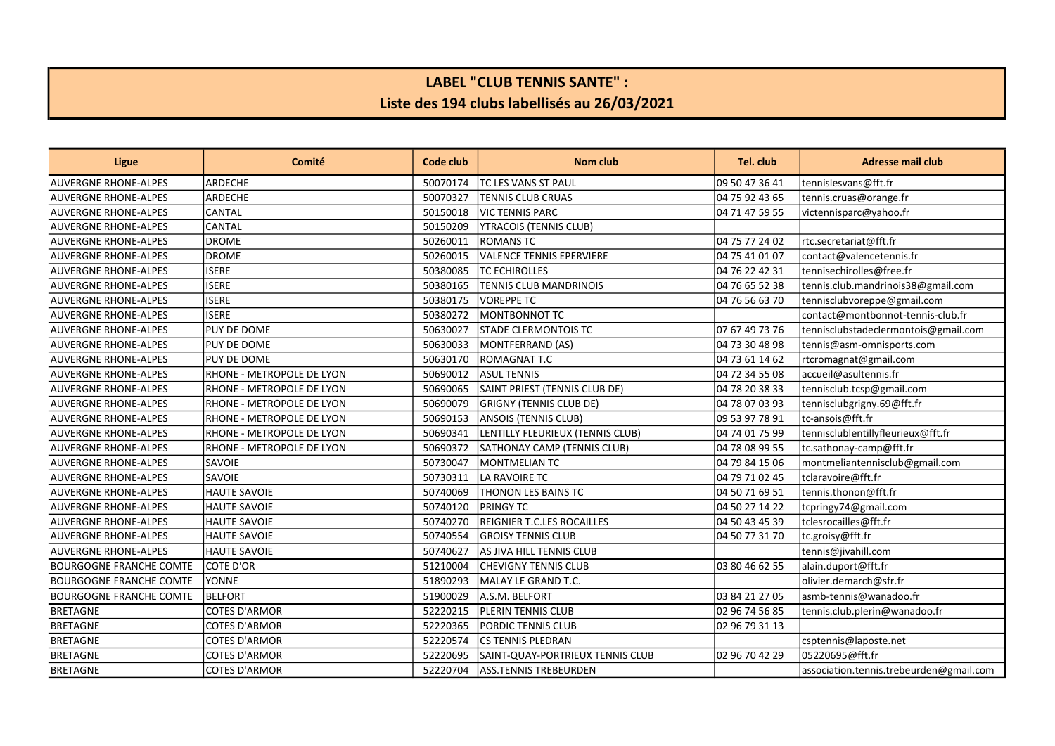# LABEL "CLUB TENNIS SANTE" :
## Liste des 194 clubs labellisés au 26/03/2021

| Ligue | Comité | Code club | Nom club | Tel. club | Adresse mail club |
|---|---|---|---|---|---|
| AUVERGNE RHONE-ALPES | ARDECHE | 50070174 | TC LES VANS ST PAUL | 09 50 47 36 41 | tennislesvans@fft.fr |
| AUVERGNE RHONE-ALPES | ARDECHE | 50070327 | TENNIS CLUB CRUAS | 04 75 92 43 65 | tennis.cruas@orange.fr |
| AUVERGNE RHONE-ALPES | CANTAL | 50150018 | VIC TENNIS PARC | 04 71 47 59 55 | victennisparc@yahoo.fr |
| AUVERGNE RHONE-ALPES | CANTAL | 50150209 | YTRACOIS (TENNIS CLUB) | | |
| AUVERGNE RHONE-ALPES | DROME | 50260011 | ROMANS TC | 04 75 77 24 02 | rtc.secretariat@fft.fr |
| AUVERGNE RHONE-ALPES | DROME | 50260015 | VALENCE TENNIS EPERVIERE | 04 75 41 01 07 | contact@valencetennis.fr |
| AUVERGNE RHONE-ALPES | ISERE | 50380085 | TC ECHIROLLES | 04 76 22 42 31 | tennisechirolles@free.fr |
| AUVERGNE RHONE-ALPES | ISERE | 50380165 | TENNIS CLUB MANDRINOIS | 04 76 65 52 38 | tennis.club.mandrinois38@gmail.com |
| AUVERGNE RHONE-ALPES | ISERE | 50380175 | VOREPPE TC | 04 76 56 63 70 | tennisclubvoreppe@gmail.com |
| AUVERGNE RHONE-ALPES | ISERE | 50380272 | MONTBONNOT TC | | contact@montbonnot-tennis-club.fr |
| AUVERGNE RHONE-ALPES | PUY DE DOME | 50630027 | STADE CLERMONTOIS TC | 07 67 49 73 76 | tennisclubstadeclermontois@gmail.com |
| AUVERGNE RHONE-ALPES | PUY DE DOME | 50630033 | MONTFERRAND (AS) | 04 73 30 48 98 | tennis@asm-omnisports.com |
| AUVERGNE RHONE-ALPES | PUY DE DOME | 50630170 | ROMAGNAT T.C | 04 73 61 14 62 | rtcromagnat@gmail.com |
| AUVERGNE RHONE-ALPES | RHONE - METROPOLE DE LYON | 50690012 | ASUL TENNIS | 04 72 34 55 08 | accueil@asultennis.fr |
| AUVERGNE RHONE-ALPES | RHONE - METROPOLE DE LYON | 50690065 | SAINT PRIEST (TENNIS CLUB DE) | 04 78 20 38 33 | tennisclub.tcsp@gmail.com |
| AUVERGNE RHONE-ALPES | RHONE - METROPOLE DE LYON | 50690079 | GRIGNY (TENNIS CLUB DE) | 04 78 07 03 93 | tennisclubgrigny.69@fft.fr |
| AUVERGNE RHONE-ALPES | RHONE - METROPOLE DE LYON | 50690153 | ANSOIS (TENNIS CLUB) | 09 53 97 78 91 | tc-ansois@fft.fr |
| AUVERGNE RHONE-ALPES | RHONE - METROPOLE DE LYON | 50690341 | LENTILLY FLEURIEUX (TENNIS CLUB) | 04 74 01 75 99 | tennisclublentillyfleurieux@fft.fr |
| AUVERGNE RHONE-ALPES | RHONE - METROPOLE DE LYON | 50690372 | SATHONAY CAMP (TENNIS CLUB) | 04 78 08 99 55 | tc.sathonay-camp@fft.fr |
| AUVERGNE RHONE-ALPES | SAVOIE | 50730047 | MONTMELIAN TC | 04 79 84 15 06 | montmeliantennisclub@gmail.com |
| AUVERGNE RHONE-ALPES | SAVOIE | 50730311 | LA RAVOIRE TC | 04 79 71 02 45 | tclaravoire@fft.fr |
| AUVERGNE RHONE-ALPES | HAUTE SAVOIE | 50740069 | THONON LES BAINS TC | 04 50 71 69 51 | tennis.thonon@fft.fr |
| AUVERGNE RHONE-ALPES | HAUTE SAVOIE | 50740120 | PRINGY TC | 04 50 27 14 22 | tcpringy74@gmail.com |
| AUVERGNE RHONE-ALPES | HAUTE SAVOIE | 50740270 | REIGNIER T.C.LES ROCAILLES | 04 50 43 45 39 | tclesrocailles@fft.fr |
| AUVERGNE RHONE-ALPES | HAUTE SAVOIE | 50740554 | GROISY TENNIS CLUB | 04 50 77 31 70 | tc.groisy@fft.fr |
| AUVERGNE RHONE-ALPES | HAUTE SAVOIE | 50740627 | AS JIVA HILL TENNIS CLUB | | tennis@jivahill.com |
| BOURGOGNE FRANCHE COMTE | COTE D'OR | 51210004 | CHEVIGNY TENNIS CLUB | 03 80 46 62 55 | alain.duport@fft.fr |
| BOURGOGNE FRANCHE COMTE | YONNE | 51890293 | MALAY LE GRAND T.C. | | olivier.demarch@sfr.fr |
| BOURGOGNE FRANCHE COMTE | BELFORT | 51900029 | A.S.M. BELFORT | 03 84 21 27 05 | asmb-tennis@wanadoo.fr |
| BRETAGNE | COTES D'ARMOR | 52220215 | PLERIN TENNIS CLUB | 02 96 74 56 85 | tennis.club.plerin@wanadoo.fr |
| BRETAGNE | COTES D'ARMOR | 52220365 | PORDIC TENNIS CLUB | 02 96 79 31 13 | |
| BRETAGNE | COTES D'ARMOR | 52220574 | CS TENNIS PLEDRAN | | csptennis@laposte.net |
| BRETAGNE | COTES D'ARMOR | 52220695 | SAINT-QUAY-PORTRIEUX TENNIS CLUB | 02 96 70 42 29 | 05220695@fft.fr |
| BRETAGNE | COTES D'ARMOR | 52220704 | ASS.TENNIS TREBEURDEN | | association.tennis.trebeurden@gmail.com |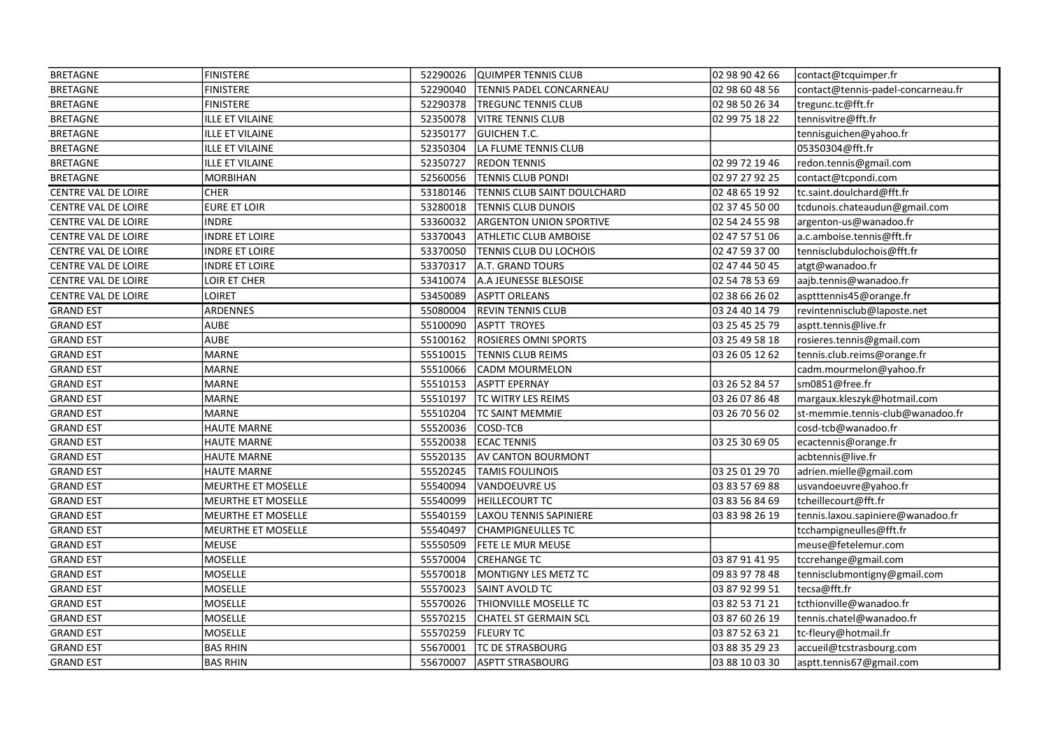| | | | | | |
|---|---|---|---|---|---|
| BRETAGNE | FINISTERE | 52290026 | QUIMPER TENNIS CLUB | 02 98 90 42 66 | contact@tcquimper.fr |
| BRETAGNE | FINISTERE | 52290040 | TENNIS PADEL CONCARNEAU | 02 98 60 48 56 | contact@tennis-padel-concarneau.fr |
| BRETAGNE | FINISTERE | 52290378 | TREGUNC TENNIS CLUB | 02 98 50 26 34 | tregunc.tc@fft.fr |
| BRETAGNE | ILLE ET VILAINE | 52350078 | VITRE TENNIS CLUB | 02 99 75 18 22 | tennisvitre@fft.fr |
| BRETAGNE | ILLE ET VILAINE | 52350177 | GUICHEN T.C. | | tennisguichen@yahoo.fr |
| BRETAGNE | ILLE ET VILAINE | 52350304 | LA FLUME TENNIS CLUB | | 05350304@fft.fr |
| BRETAGNE | ILLE ET VILAINE | 52350727 | REDON TENNIS | 02 99 72 19 46 | redon.tennis@gmail.com |
| BRETAGNE | MORBIHAN | 52560056 | TENNIS CLUB PONDI | 02 97 27 92 25 | contact@tcpondi.com |
| CENTRE VAL DE LOIRE | CHER | 53180146 | TENNIS CLUB SAINT DOULCHARD | 02 48 65 19 92 | tc.saint.doulchard@fft.fr |
| CENTRE VAL DE LOIRE | EURE ET LOIR | 53280018 | TENNIS CLUB DUNOIS | 02 37 45 50 00 | tcdunois.chateaudun@gmail.com |
| CENTRE VAL DE LOIRE | INDRE | 53360032 | ARGENTON UNION SPORTIVE | 02 54 24 55 98 | argenton-us@wanadoo.fr |
| CENTRE VAL DE LOIRE | INDRE ET LOIRE | 53370043 | ATHLETIC CLUB AMBOISE | 02 47 57 51 06 | a.c.amboise.tennis@fft.fr |
| CENTRE VAL DE LOIRE | INDRE ET LOIRE | 53370050 | TENNIS CLUB DU LOCHOIS | 02 47 59 37 00 | tennisclubdulochois@fft.fr |
| CENTRE VAL DE LOIRE | INDRE ET LOIRE | 53370317 | A.T. GRAND TOURS | 02 47 44 50 45 | atgt@wanadoo.fr |
| CENTRE VAL DE LOIRE | LOIR ET CHER | 53410074 | A.A JEUNESSE BLESOISE | 02 54 78 53 69 | aajb.tennis@wanadoo.fr |
| CENTRE VAL DE LOIRE | LOIRET | 53450089 | ASPTT ORLEANS | 02 38 66 26 02 | asptttennis45@orange.fr |
| GRAND EST | ARDENNES | 55080004 | REVIN TENNIS CLUB | 03 24 40 14 79 | revintennisclub@laposte.net |
| GRAND EST | AUBE | 55100090 | ASPTT TROYES | 03 25 45 25 79 | asptt.tennis@live.fr |
| GRAND EST | AUBE | 55100162 | ROSIERES OMNI SPORTS | 03 25 49 58 18 | rosieres.tennis@gmail.com |
| GRAND EST | MARNE | 55510015 | TENNIS CLUB REIMS | 03 26 05 12 62 | tennis.club.reims@orange.fr |
| GRAND EST | MARNE | 55510066 | CADM MOURMELON | | cadm.mourmelon@yahoo.fr |
| GRAND EST | MARNE | 55510153 | ASPTT EPERNAY | 03 26 52 84 57 | sm0851@free.fr |
| GRAND EST | MARNE | 55510197 | TC WITRY LES REIMS | 03 26 07 86 48 | margaux.kleszyk@hotmail.com |
| GRAND EST | MARNE | 55510204 | TC SAINT MEMMIE | 03 26 70 56 02 | st-memmie.tennis-club@wanadoo.fr |
| GRAND EST | HAUTE MARNE | 55520036 | COSD-TCB | | cosd-tcb@wanadoo.fr |
| GRAND EST | HAUTE MARNE | 55520038 | ECAC TENNIS | 03 25 30 69 05 | ecactennis@orange.fr |
| GRAND EST | HAUTE MARNE | 55520135 | AV CANTON BOURMONT | | acbtennis@live.fr |
| GRAND EST | HAUTE MARNE | 55520245 | TAMIS FOULINOIS | 03 25 01 29 70 | adrien.mielle@gmail.com |
| GRAND EST | MEURTHE ET MOSELLE | 55540094 | VANDOEUVRE US | 03 83 57 69 88 | usvandoeuvre@yahoo.fr |
| GRAND EST | MEURTHE ET MOSELLE | 55540099 | HEILLECOURT TC | 03 83 56 84 69 | tcheillecourt@fft.fr |
| GRAND EST | MEURTHE ET MOSELLE | 55540159 | LAXOU TENNIS SAPINIERE | 03 83 98 26 19 | tennis.laxou.sapiniere@wanadoo.fr |
| GRAND EST | MEURTHE ET MOSELLE | 55540497 | CHAMPIGNEULLES TC | | tcchampigneulles@fft.fr |
| GRAND EST | MEUSE | 55550509 | FETE LE MUR MEUSE | | meuse@fetelemur.com |
| GRAND EST | MOSELLE | 55570004 | CREHANGE TC | 03 87 91 41 95 | tccrehange@gmail.com |
| GRAND EST | MOSELLE | 55570018 | MONTIGNY LES METZ TC | 09 83 97 78 48 | tennisclubmontigny@gmail.com |
| GRAND EST | MOSELLE | 55570023 | SAINT AVOLD TC | 03 87 92 99 51 | tecsa@fft.fr |
| GRAND EST | MOSELLE | 55570026 | THIONVILLE MOSELLE TC | 03 82 53 71 21 | tcthionville@wanadoo.fr |
| GRAND EST | MOSELLE | 55570215 | CHATEL ST GERMAIN SCL | 03 87 60 26 19 | tennis.chatel@wanadoo.fr |
| GRAND EST | MOSELLE | 55570259 | FLEURY TC | 03 87 52 63 21 | tc-fleury@hotmail.fr |
| GRAND EST | BAS RHIN | 55670001 | TC DE STRASBOURG | 03 88 35 29 23 | accueil@tcstrasbourg.com |
| GRAND EST | BAS RHIN | 55670007 | ASPTT STRASBOURG | 03 88 10 03 30 | asptt.tennis67@gmail.com |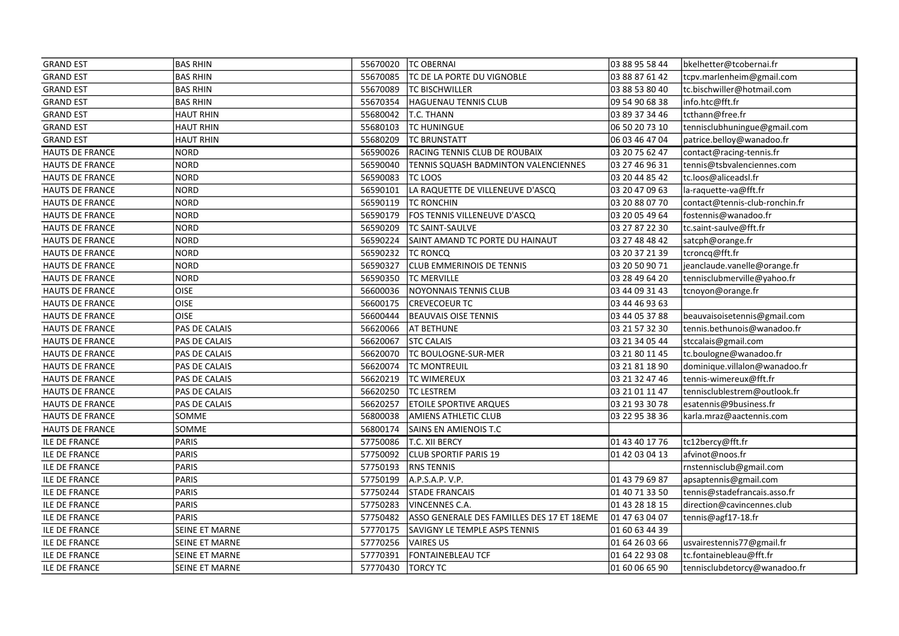| | | | | | |
|---|---|---|---|---|---|
| GRAND EST | BAS RHIN | 55670020 | TC OBERNAI | 03 88 95 58 44 | bkelhetter@tcobernai.fr |
| GRAND EST | BAS RHIN | 55670085 | TC DE LA PORTE DU VIGNOBLE | 03 88 87 61 42 | tcpv.marlenheim@gmail.com |
| GRAND EST | BAS RHIN | 55670089 | TC BISCHWILLER | 03 88 53 80 40 | tc.bischwiller@hotmail.com |
| GRAND EST | BAS RHIN | 55670354 | HAGUENAU TENNIS CLUB | 09 54 90 68 38 | info.htc@fft.fr |
| GRAND EST | HAUT RHIN | 55680042 | T.C. THANN | 03 89 37 34 46 | tcthann@free.fr |
| GRAND EST | HAUT RHIN | 55680103 | TC HUNINGUE | 06 50 20 73 10 | tennisclubhuningue@gmail.com |
| GRAND EST | HAUT RHIN | 55680209 | TC BRUNSTATT | 06 03 46 47 04 | patrice.belloy@wanadoo.fr |
| HAUTS DE FRANCE | NORD | 56590026 | RACING TENNIS CLUB DE ROUBAIX | 03 20 75 62 47 | contact@racing-tennis.fr |
| HAUTS DE FRANCE | NORD | 56590040 | TENNIS SQUASH BADMINTON VALENCIENNES | 03 27 46 96 31 | tennis@tsbvalenciennes.com |
| HAUTS DE FRANCE | NORD | 56590083 | TC LOOS | 03 20 44 85 42 | tc.loos@aliceadsl.fr |
| HAUTS DE FRANCE | NORD | 56590101 | LA RAQUETTE DE VILLENEUVE D'ASCQ | 03 20 47 09 63 | la-raquette-va@fft.fr |
| HAUTS DE FRANCE | NORD | 56590119 | TC RONCHIN | 03 20 88 07 70 | contact@tennis-club-ronchin.fr |
| HAUTS DE FRANCE | NORD | 56590179 | FOS TENNIS VILLENEUVE D'ASCQ | 03 20 05 49 64 | fostennis@wanadoo.fr |
| HAUTS DE FRANCE | NORD | 56590209 | TC SAINT-SAULVE | 03 27 87 22 30 | tc.saint-saulve@fft.fr |
| HAUTS DE FRANCE | NORD | 56590224 | SAINT AMAND TC PORTE DU HAINAUT | 03 27 48 48 42 | satcph@orange.fr |
| HAUTS DE FRANCE | NORD | 56590232 | TC RONCQ | 03 20 37 21 39 | tcroncq@fft.fr |
| HAUTS DE FRANCE | NORD | 56590327 | CLUB EMMERINOIS DE TENNIS | 03 20 50 90 71 | jeanclaude.vanelle@orange.fr |
| HAUTS DE FRANCE | NORD | 56590350 | TC MERVILLE | 03 28 49 64 20 | tennisclubmerville@yahoo.fr |
| HAUTS DE FRANCE | OISE | 56600036 | NOYONNAIS TENNIS CLUB | 03 44 09 31 43 | tcnoyon@orange.fr |
| HAUTS DE FRANCE | OISE | 56600175 | CREVECOEUR TC | 03 44 46 93 63 | |
| HAUTS DE FRANCE | OISE | 56600444 | BEAUVAIS OISE TENNIS | 03 44 05 37 88 | beauvaisoisetennis@gmail.com |
| HAUTS DE FRANCE | PAS DE CALAIS | 56620066 | AT BETHUNE | 03 21 57 32 30 | tennis.bethunois@wanadoo.fr |
| HAUTS DE FRANCE | PAS DE CALAIS | 56620067 | STC CALAIS | 03 21 34 05 44 | stccalais@gmail.com |
| HAUTS DE FRANCE | PAS DE CALAIS | 56620070 | TC BOULOGNE-SUR-MER | 03 21 80 11 45 | tc.boulogne@wanadoo.fr |
| HAUTS DE FRANCE | PAS DE CALAIS | 56620074 | TC MONTREUIL | 03 21 81 18 90 | dominique.villalon@wanadoo.fr |
| HAUTS DE FRANCE | PAS DE CALAIS | 56620219 | TC WIMEREUX | 03 21 32 47 46 | tennis-wimereux@fft.fr |
| HAUTS DE FRANCE | PAS DE CALAIS | 56620250 | TC LESTREM | 03 21 01 11 47 | tennisclublestrem@outlook.fr |
| HAUTS DE FRANCE | PAS DE CALAIS | 56620257 | ETOILE SPORTIVE ARQUES | 03 21 93 30 78 | esatennis@9business.fr |
| HAUTS DE FRANCE | SOMME | 56800038 | AMIENS ATHLETIC CLUB | 03 22 95 38 36 | karla.mraz@aactennis.com |
| HAUTS DE FRANCE | SOMME | 56800174 | SAINS EN AMIENOIS T.C | | |
| ILE DE FRANCE | PARIS | 57750086 | T.C. XII BERCY | 01 43 40 17 76 | tc12bercy@fft.fr |
| ILE DE FRANCE | PARIS | 57750092 | CLUB SPORTIF PARIS 19 | 01 42 03 04 13 | afvinot@noos.fr |
| ILE DE FRANCE | PARIS | 57750193 | RNS TENNIS | | rnstennisclub@gmail.com |
| ILE DE FRANCE | PARIS | 57750199 | A.P.S.A.P. V.P. | 01 43 79 69 87 | apsaptennis@gmail.com |
| ILE DE FRANCE | PARIS | 57750244 | STADE FRANCAIS | 01 40 71 33 50 | tennis@stadefrancais.asso.fr |
| ILE DE FRANCE | PARIS | 57750283 | VINCENNES C.A. | 01 43 28 18 15 | direction@cavincennes.club |
| ILE DE FRANCE | PARIS | 57750482 | ASSO GENERALE DES FAMILLES DES 17 ET 18EME | 01 47 63 04 07 | tennis@agf17-18.fr |
| ILE DE FRANCE | SEINE ET MARNE | 57770175 | SAVIGNY LE TEMPLE ASPS TENNIS | 01 60 63 44 39 | |
| ILE DE FRANCE | SEINE ET MARNE | 57770256 | VAIRES US | 01 64 26 03 66 | usvairestennis77@gmail.fr |
| ILE DE FRANCE | SEINE ET MARNE | 57770391 | FONTAINEBLEAU TCF | 01 64 22 93 08 | tc.fontainebleau@fft.fr |
| ILE DE FRANCE | SEINE ET MARNE | 57770430 | TORCY TC | 01 60 06 65 90 | tennisclubdetorcy@wanadoo.fr |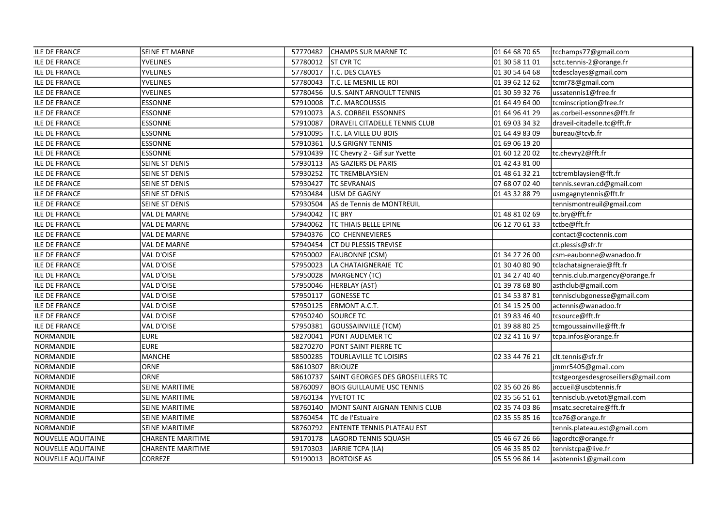| | | | | | |
|---|---|---|---|---|---|
| ILE DE FRANCE | SEINE ET MARNE | 57770482 | CHAMPS SUR MARNE TC | 01 64 68 70 65 | tcchamps77@gmail.com |
| ILE DE FRANCE | YVELINES | 57780012 | ST CYR TC | 01 30 58 11 01 | sctc.tennis-2@orange.fr |
| ILE DE FRANCE | YVELINES | 57780017 | T.C. DES CLAYES | 01 30 54 64 68 | tcdesclayes@gmail.com |
| ILE DE FRANCE | YVELINES | 57780043 | T.C. LE MESNIL LE ROI | 01 39 62 12 62 | tcmr78@gmail.com |
| ILE DE FRANCE | YVELINES | 57780456 | U.S. SAINT ARNOULT TENNIS | 01 30 59 32 76 | ussatennis1@free.fr |
| ILE DE FRANCE | ESSONNE | 57910008 | T.C. MARCOUSSIS | 01 64 49 64 00 | tcminscription@free.fr |
| ILE DE FRANCE | ESSONNE | 57910073 | A.S. CORBEIL ESSONNES | 01 64 96 41 29 | as.corbeil-essonnes@fft.fr |
| ILE DE FRANCE | ESSONNE | 57910087 | DRAVEIL CITADELLE TENNIS CLUB | 01 69 03 34 32 | draveil-citadelle.tc@fft.fr |
| ILE DE FRANCE | ESSONNE | 57910095 | T.C. LA VILLE DU BOIS | 01 64 49 83 09 | bureau@tcvb.fr |
| ILE DE FRANCE | ESSONNE | 57910361 | U.S GRIGNY TENNIS | 01 69 06 19 20 | |
| ILE DE FRANCE | ESSONNE | 57910439 | TC Chevry 2 - Gif sur Yvette | 01 60 12 20 02 | tc.chevry2@fft.fr |
| ILE DE FRANCE | SEINE ST DENIS | 57930113 | AS GAZIERS DE PARIS | 01 42 43 81 00 | |
| ILE DE FRANCE | SEINE ST DENIS | 57930252 | TC TREMBLAYSIEN | 01 48 61 32 21 | tctremblaysien@fft.fr |
| ILE DE FRANCE | SEINE ST DENIS | 57930427 | TC SEVRANAIS | 07 68 07 02 40 | tennis.sevran.cd@gmail.com |
| ILE DE FRANCE | SEINE ST DENIS | 57930484 | USM DE GAGNY | 01 43 32 88 79 | usmgagnytennis@fft.fr |
| ILE DE FRANCE | SEINE ST DENIS | 57930504 | AS de Tennis de MONTREUIL | | tennismontreuil@gmail.com |
| ILE DE FRANCE | VAL DE MARNE | 57940042 | TC BRY | 01 48 81 02 69 | tc.bry@fft.fr |
| ILE DE FRANCE | VAL DE MARNE | 57940062 | TC THIAIS BELLE EPINE | 06 12 70 61 33 | tctbe@fft.fr |
| ILE DE FRANCE | VAL DE MARNE | 57940376 | CO CHENNEVIERES | | contact@coctennis.com |
| ILE DE FRANCE | VAL DE MARNE | 57940454 | CT DU PLESSIS TREVISE | | ct.plessis@sfr.fr |
| ILE DE FRANCE | VAL D'OISE | 57950002 | EAUBONNE (CSM) | 01 34 27 26 00 | csm-eaubonne@wanadoo.fr |
| ILE DE FRANCE | VAL D'OISE | 57950023 | LA CHATAIGNERAIE TC | 01 30 40 80 90 | tclachataigneraie@fft.fr |
| ILE DE FRANCE | VAL D'OISE | 57950028 | MARGENCY (TC) | 01 34 27 40 40 | tennis.club.margency@orange.fr |
| ILE DE FRANCE | VAL D'OISE | 57950046 | HERBLAY (AST) | 01 39 78 68 80 | asthclub@gmail.com |
| ILE DE FRANCE | VAL D'OISE | 57950117 | GONESSE TC | 01 34 53 87 81 | tennisclubgonesse@gmail.com |
| ILE DE FRANCE | VAL D'OISE | 57950125 | ERMONT A.C.T. | 01 34 15 25 00 | actennis@wanadoo.fr |
| ILE DE FRANCE | VAL D'OISE | 57950240 | SOURCE TC | 01 39 83 46 40 | tcsource@fft.fr |
| ILE DE FRANCE | VAL D'OISE | 57950381 | GOUSSAINVILLE (TCM) | 01 39 88 80 25 | tcmgoussainville@fft.fr |
| NORMANDIE | EURE | 58270041 | PONT AUDEMER TC | 02 32 41 16 97 | tcpa.infos@orange.fr |
| NORMANDIE | EURE | 58270270 | PONT SAINT PIERRE TC | | |
| NORMANDIE | MANCHE | 58500285 | TOURLAVILLE TC LOISIRS | 02 33 44 76 21 | clt.tennis@sfr.fr |
| NORMANDIE | ORNE | 58610307 | BRIOUZE | | jmmr5405@gmail.com |
| NORMANDIE | ORNE | 58610737 | SAINT GEORGES DES GROSEILLERS TC | | tcstgeorgesdesgroseillers@gmail.com |
| NORMANDIE | SEINE MARITIME | 58760097 | BOIS GUILLAUME USC TENNIS | 02 35 60 26 86 | accueil@uscbtennis.fr |
| NORMANDIE | SEINE MARITIME | 58760134 | YVETOT TC | 02 35 56 51 61 | tennisclub.yvetot@gmail.com |
| NORMANDIE | SEINE MARITIME | 58760140 | MONT SAINT AIGNAN TENNIS CLUB | 02 35 74 03 86 | msatc.secretaire@fft.fr |
| NORMANDIE | SEINE MARITIME | 58760454 | TC de l'Estuaire | 02 35 55 85 16 | tce76@orange.fr |
| NORMANDIE | SEINE MARITIME | 58760792 | ENTENTE TENNIS PLATEAU EST | | tennis.plateau.est@gmail.com |
| NOUVELLE AQUITAINE | CHARENTE MARITIME | 59170178 | LAGORD TENNIS SQUASH | 05 46 67 26 66 | lagordtc@orange.fr |
| NOUVELLE AQUITAINE | CHARENTE MARITIME | 59170303 | JARRIE TCPA (LA) | 05 46 35 85 02 | tennistcpa@live.fr |
| NOUVELLE AQUITAINE | CORREZE | 59190013 | BORTOISE AS | 05 55 96 86 14 | asbtennis1@gmail.com |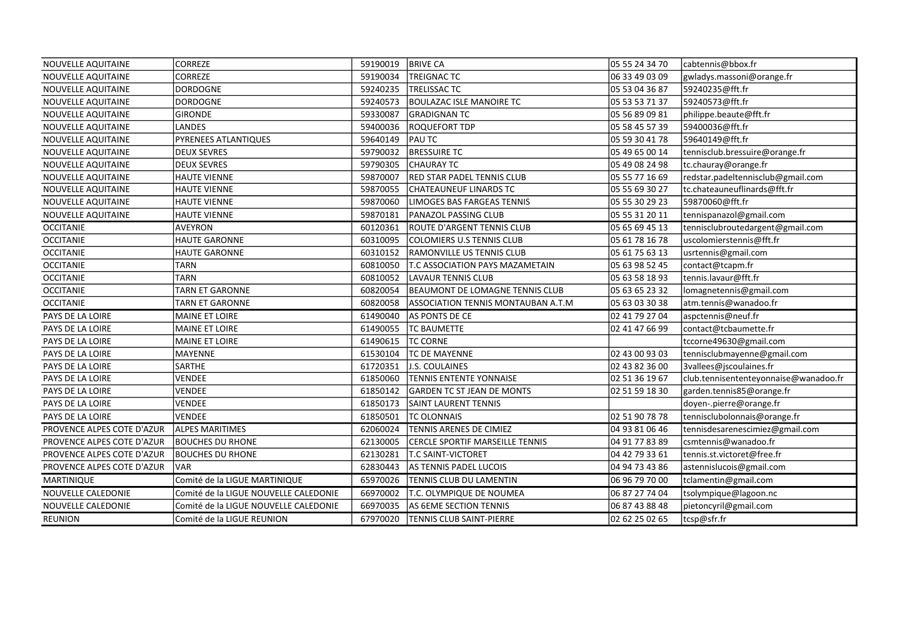| | | | | | |
|---|---|---|---|---|---|
| NOUVELLE AQUITAINE | CORREZE | 59190019 | BRIVE CA | 05 55 24 34 70 | cabtennis@bbox.fr |
| NOUVELLE AQUITAINE | CORREZE | 59190034 | TREIGNAC TC | 06 33 49 03 09 | gwladys.massoni@orange.fr |
| NOUVELLE AQUITAINE | DORDOGNE | 59240235 | TRELISSAC TC | 05 53 04 36 87 | 59240235@fft.fr |
| NOUVELLE AQUITAINE | DORDOGNE | 59240573 | BOULAZAC ISLE MANOIRE TC | 05 53 53 71 37 | 59240573@fft.fr |
| NOUVELLE AQUITAINE | GIRONDE | 59330087 | GRADIGNAN TC | 05 56 89 09 81 | philippe.beaute@fft.fr |
| NOUVELLE AQUITAINE | LANDES | 59400036 | ROQUEFORT TDP | 05 58 45 57 39 | 59400036@fft.fr |
| NOUVELLE AQUITAINE | PYRENEES ATLANTIQUES | 59640149 | PAU TC | 05 59 30 41 78 | 59640149@fft.fr |
| NOUVELLE AQUITAINE | DEUX SEVRES | 59790032 | BRESSUIRE TC | 05 49 65 00 14 | tennisclub.bressuire@orange.fr |
| NOUVELLE AQUITAINE | DEUX SEVRES | 59790305 | CHAURAY TC | 05 49 08 24 98 | tc.chauray@orange.fr |
| NOUVELLE AQUITAINE | HAUTE VIENNE | 59870007 | RED STAR PADEL TENNIS CLUB | 05 55 77 16 69 | redstar.padeltennisclub@gmail.com |
| NOUVELLE AQUITAINE | HAUTE VIENNE | 59870055 | CHATEAUNEUF LINARDS TC | 05 55 69 30 27 | tc.chateauneuflinards@fft.fr |
| NOUVELLE AQUITAINE | HAUTE VIENNE | 59870060 | LIMOGES BAS FARGEAS TENNIS | 05 55 30 29 23 | 59870060@fft.fr |
| NOUVELLE AQUITAINE | HAUTE VIENNE | 59870181 | PANAZOL PASSING CLUB | 05 55 31 20 11 | tennispanazol@gmail.com |
| OCCITANIE | AVEYRON | 60120361 | ROUTE D'ARGENT TENNIS CLUB | 05 65 69 45 13 | tennisclubroutedargent@gmail.com |
| OCCITANIE | HAUTE GARONNE | 60310095 | COLOMIERS U.S TENNIS CLUB | 05 61 78 16 78 | uscolomierstennis@fft.fr |
| OCCITANIE | HAUTE GARONNE | 60310152 | RAMONVILLE US TENNIS CLUB | 05 61 75 63 13 | usrtennis@gmail.com |
| OCCITANIE | TARN | 60810050 | T.C ASSOCIATION PAYS MAZAMETAIN | 05 63 98 52 45 | contact@tcapm.fr |
| OCCITANIE | TARN | 60810052 | LAVAUR TENNIS CLUB | 05 63 58 18 93 | tennis.lavaur@fft.fr |
| OCCITANIE | TARN ET GARONNE | 60820054 | BEAUMONT DE LOMAGNE TENNIS CLUB | 05 63 65 23 32 | lomagnetennis@gmail.com |
| OCCITANIE | TARN ET GARONNE | 60820058 | ASSOCIATION TENNIS MONTAUBAN A.T.M | 05 63 03 30 38 | atm.tennis@wanadoo.fr |
| PAYS DE LA LOIRE | MAINE ET LOIRE | 61490040 | AS PONTS DE CE | 02 41 79 27 04 | aspctennis@neuf.fr |
| PAYS DE LA LOIRE | MAINE ET LOIRE | 61490055 | TC BAUMETTE | 02 41 47 66 99 | contact@tcbaumette.fr |
| PAYS DE LA LOIRE | MAINE ET LOIRE | 61490615 | TC CORNE | | tccorne49630@gmail.com |
| PAYS DE LA LOIRE | MAYENNE | 61530104 | TC DE MAYENNE | 02 43 00 93 03 | tennisclubmayenne@gmail.com |
| PAYS DE LA LOIRE | SARTHE | 61720351 | J.S. COULAINES | 02 43 82 36 00 | 3vallees@jscoulaines.fr |
| PAYS DE LA LOIRE | VENDEE | 61850060 | TENNIS ENTENTE YONNAISE | 02 51 36 19 67 | club.tennisenteyonnaise@wanadoo.fr |
| PAYS DE LA LOIRE | VENDEE | 61850142 | GARDEN TC ST JEAN DE MONTS | 02 51 59 18 30 | garden.tennis85@orange.fr |
| PAYS DE LA LOIRE | VENDEE | 61850173 | SAINT LAURENT TENNIS | | doyen-.pierre@orange.fr |
| PAYS DE LA LOIRE | VENDEE | 61850501 | TC OLONNAIS | 02 51 90 78 78 | tennisclubolonnais@orange.fr |
| PROVENCE ALPES COTE D'AZUR | ALPES MARITIMES | 62060024 | TENNIS ARENES DE CIMIEZ | 04 93 81 06 46 | tennisdesarenescimiez@gmail.com |
| PROVENCE ALPES COTE D'AZUR | BOUCHES DU RHONE | 62130005 | CERCLE SPORTIF MARSEILLE TENNIS | 04 91 77 83 89 | csmtennis@wanadoo.fr |
| PROVENCE ALPES COTE D'AZUR | BOUCHES DU RHONE | 62130281 | T.C SAINT-VICTORET | 04 42 79 33 61 | tennis.st.victoret@free.fr |
| PROVENCE ALPES COTE D'AZUR | VAR | 62830443 | AS TENNIS PADEL LUCOIS | 04 94 73 43 86 | astennislucois@gmail.com |
| MARTINIQUE | Comité de la LIGUE MARTINIQUE | 65970026 | TENNIS CLUB DU LAMENTIN | 06 96 79 70 00 | tclamentin@gmail.com |
| NOUVELLE CALEDONIE | Comité de la LIGUE NOUVELLE CALEDONIE | 66970002 | T.C. OLYMPIQUE DE NOUMEA | 06 87 27 74 04 | tsolympique@lagoon.nc |
| NOUVELLE CALEDONIE | Comité de la LIGUE NOUVELLE CALEDONIE | 66970035 | AS 6EME SECTION TENNIS | 06 87 43 88 48 | pietoncyril@gmail.com |
| REUNION | Comité de la LIGUE REUNION | 67970020 | TENNIS CLUB SAINT-PIERRE | 02 62 25 02 65 | tcsp@sfr.fr |